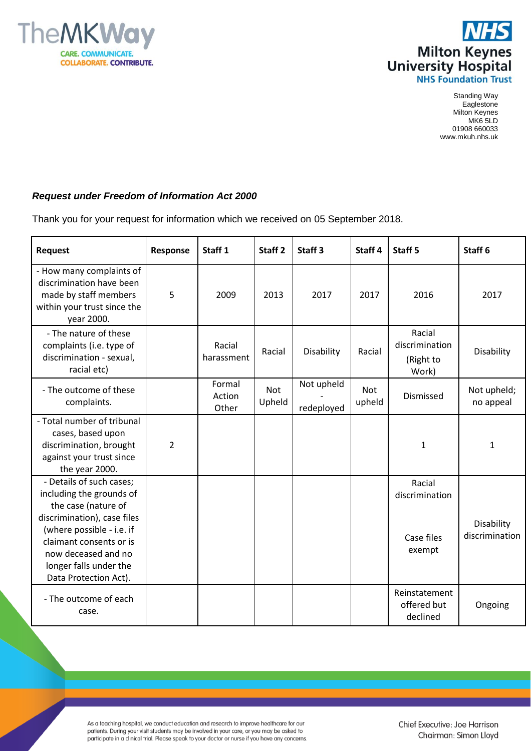Standing Way
Eaglestone
Milton Keynes
MK6 5LD
01908 660033
www.mkuh.nhs.uk

***Request under Freedom of Information Act 2000***

Thank you for your request for information which we received on 05 September 2018.

| Request | Response | Staff 1 | Staff 2 | Staff 3 | Staff 4 | Staff 5 | Staff 6 |
|---|---|---|---|---|---|---|---|
| - How many complaints of discrimination have been made by staff members within your trust since the year 2000. | 5 | 2009 | 2013 | 2017 | 2017 | 2016 | 2017 |
| - The nature of these complaints (i.e. type of discrimination - sexual, racial etc) | | Racial harassment | Racial | Disability | Racial | Racial discrimination (Right to Work) | Disability |
| - The outcome of these complaints. | | Formal Action Other | Not Upheld | Not upheld - redeployed | Not upheld | Dismissed | Not upheld; no appeal |
| - Total number of tribunal cases, based upon discrimination, brought against your trust since the year 2000. | 2 | | | | | 1 | 1 |
| - Details of such cases; including the grounds of the case (nature of discrimination), case files (where possible - i.e. if claimant consents or is now deceased and no longer falls under the Data Protection Act). | | | | | | Racial discrimination<br><br>Case files exempt | Disability discrimination |
| - The outcome of each case. | | | | | | Reinstatement offered but declined | Ongoing |

As a teaching hospital, we conduct education and research to improve healthcare for our patients. During your visit students may be involved in your care, or you may be asked to participate in a clinical trial. Please speak to your doctor or nurse if you have any concerns.

Chief Executive: Joe Harrison
Chairman: Simon Lloyd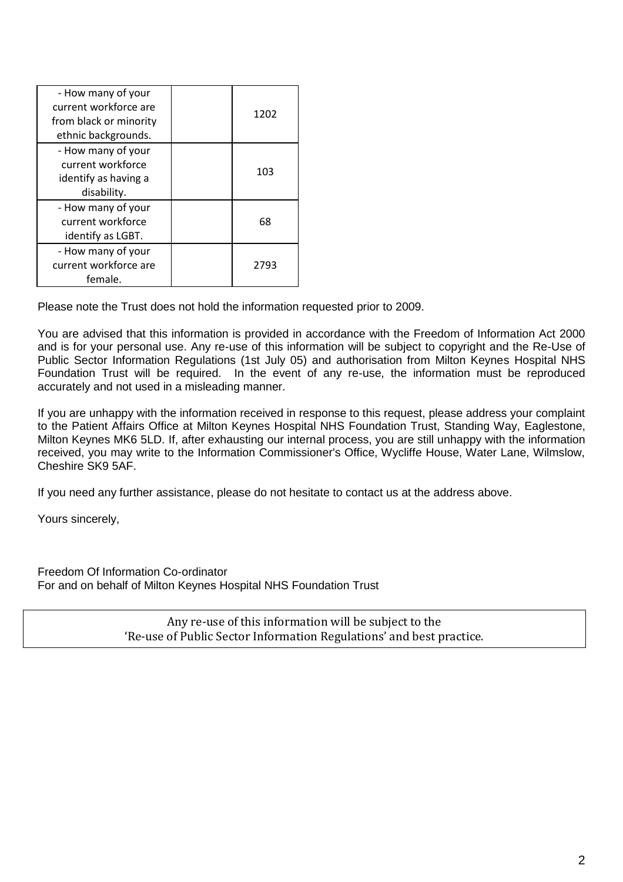| | | |
|---|---|---|
| - How many of your current workforce are from black or minority ethnic backgrounds. | | 1202 |
| - How many of your current workforce identify as having a disability. | | 103 |
| - How many of your current workforce identify as LGBT. | | 68 |
| - How many of your current workforce are female. | | 2793 |

Please note the Trust does not hold the information requested prior to 2009.

You are advised that this information is provided in accordance with the Freedom of Information Act 2000 and is for your personal use. Any re-use of this information will be subject to copyright and the Re-Use of Public Sector Information Regulations (1st July 05) and authorisation from Milton Keynes Hospital NHS Foundation Trust will be required. In the event of any re-use, the information must be reproduced accurately and not used in a misleading manner.

If you are unhappy with the information received in response to this request, please address your complaint to the Patient Affairs Office at Milton Keynes Hospital NHS Foundation Trust, Standing Way, Eaglestone, Milton Keynes MK6 5LD. If, after exhausting our internal process, you are still unhappy with the information received, you may write to the Information Commissioner's Office, Wycliffe House, Water Lane, Wilmslow, Cheshire SK9 5AF.

If you need any further assistance, please do not hesitate to contact us at the address above.

Yours sincerely,

Freedom Of Information Co-ordinator
For and on behalf of Milton Keynes Hospital NHS Foundation Trust

Any re-use of this information will be subject to the 'Re-use of Public Sector Information Regulations' and best practice.